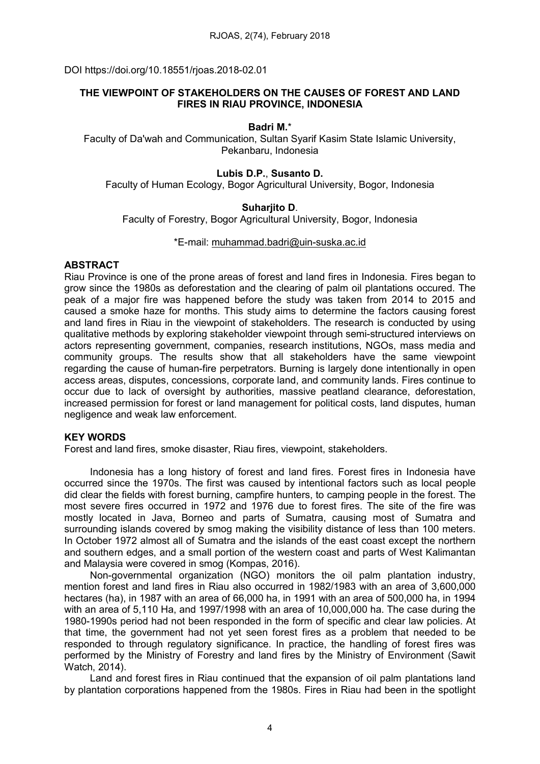DOI https://doi.org/10.18551/rjoas.2018-02.01

# THE VIEWPOINT OF STAKEHOLDERS ON THE CAUSES OF FOREST AND LAND FIRES IN RIAU PROVINCE, INDONESIA

**Badri M.***

Faculty of Da'wah and Communication, Sultan Syarif Kasim State Islamic University, Pekanbaru, Indonesia

**Lubis D.P.**, **Susanto D.**

Faculty of Human Ecology, Bogor Agricultural University, Bogor, Indonesia

**Suharjito D**.

Faculty of Forestry, Bogor Agricultural University, Bogor, Indonesia

*E-mail: muhammad.badri@uin-suska.ac.id

## ABSTRACT

Riau Province is one of the prone areas of forest and land fires in Indonesia. Fires began to grow since the 1980s as deforestation and the clearing of palm oil plantations occured. The peak of a major fire was happened before the study was taken from 2014 to 2015 and caused a smoke haze for months. This study aims to determine the factors causing forest and land fires in Riau in the viewpoint of stakeholders. The research is conducted by using qualitative methods by exploring stakeholder viewpoint through semi-structured interviews on actors representing government, companies, research institutions, NGOs, mass media and community groups. The results show that all stakeholders have the same viewpoint regarding the cause of human-fire perpetrators. Burning is largely done intentionally in open access areas, disputes, concessions, corporate land, and community lands. Fires continue to occur due to lack of oversight by authorities, massive peatland clearance, deforestation, increased permission for forest or land management for political costs, land disputes, human negligence and weak law enforcement.

## KEY WORDS

Forest and land fires, smoke disaster, Riau fires, viewpoint, stakeholders.

Indonesia has a long history of forest and land fires. Forest fires in Indonesia have occurred since the 1970s. The first was caused by intentional factors such as local people did clear the fields with forest burning, campfire hunters, to camping people in the forest. The most severe fires occurred in 1972 and 1976 due to forest fires. The site of the fire was mostly located in Java, Borneo and parts of Sumatra, causing most of Sumatra and surrounding islands covered by smog making the visibility distance of less than 100 meters. In October 1972 almost all of Sumatra and the islands of the east coast except the northern and southern edges, and a small portion of the western coast and parts of West Kalimantan and Malaysia were covered in smog (Kompas, 2016).

Non-governmental organization (NGO) monitors the oil palm plantation industry, mention forest and land fires in Riau also occurred in 1982/1983 with an area of 3,600,000 hectares (ha), in 1987 with an area of 66,000 ha, in 1991 with an area of 500,000 ha, in 1994 with an area of 5,110 Ha, and 1997/1998 with an area of 10,000,000 ha. The case during the 1980-1990s period had not been responded in the form of specific and clear law policies. At that time, the government had not yet seen forest fires as a problem that needed to be responded to through regulatory significance. In practice, the handling of forest fires was performed by the Ministry of Forestry and land fires by the Ministry of Environment (Sawit Watch, 2014).

Land and forest fires in Riau continued that the expansion of oil palm plantations land by plantation corporations happened from the 1980s. Fires in Riau had been in the spotlight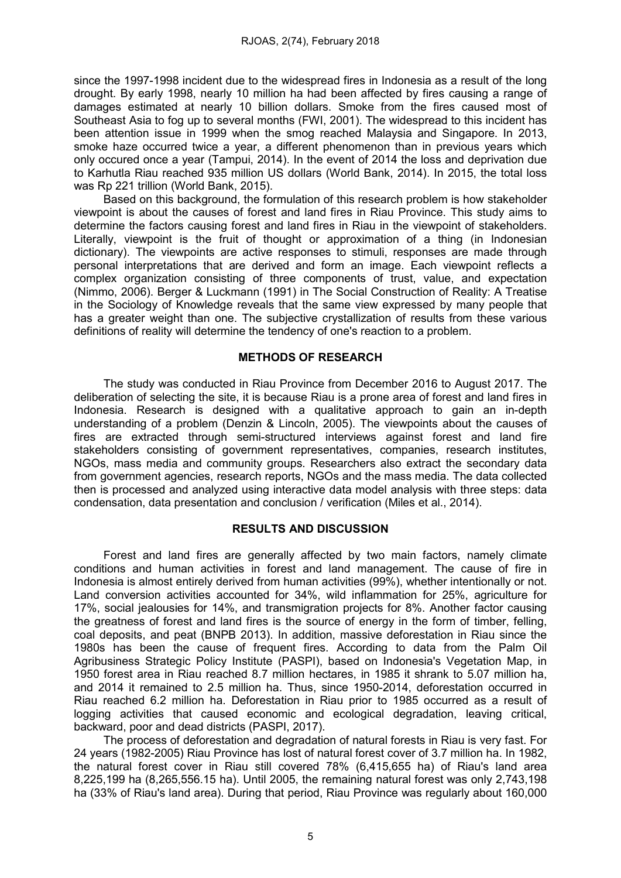since the 1997-1998 incident due to the widespread fires in Indonesia as a result of the long drought. By early 1998, nearly 10 million ha had been affected by fires causing a range of damages estimated at nearly 10 billion dollars. Smoke from the fires caused most of Southeast Asia to fog up to several months (FWI, 2001). The widespread to this incident has been attention issue in 1999 when the smog reached Malaysia and Singapore. In 2013, smoke haze occurred twice a year, a different phenomenon than in previous years which only occured once a year (Tampui, 2014). In the event of 2014 the loss and deprivation due to Karhutla Riau reached 935 million US dollars (World Bank, 2014). In 2015, the total loss was Rp 221 trillion (World Bank, 2015).

Based on this background, the formulation of this research problem is how stakeholder viewpoint is about the causes of forest and land fires in Riau Province. This study aims to determine the factors causing forest and land fires in Riau in the viewpoint of stakeholders. Literally, viewpoint is the fruit of thought or approximation of a thing (in Indonesian dictionary). The viewpoints are active responses to stimuli, responses are made through personal interpretations that are derived and form an image. Each viewpoint reflects a complex organization consisting of three components of trust, value, and expectation (Nimmo, 2006). Berger & Luckmann (1991) in The Social Construction of Reality: A Treatise in the Sociology of Knowledge reveals that the same view expressed by many people that has a greater weight than one. The subjective crystallization of results from these various definitions of reality will determine the tendency of one's reaction to a problem.

## METHODS OF RESEARCH

The study was conducted in Riau Province from December 2016 to August 2017. The deliberation of selecting the site, it is because Riau is a prone area of forest and land fires in Indonesia. Research is designed with a qualitative approach to gain an in-depth understanding of a problem (Denzin & Lincoln, 2005). The viewpoints about the causes of fires are extracted through semi-structured interviews against forest and land fire stakeholders consisting of government representatives, companies, research institutes, NGOs, mass media and community groups. Researchers also extract the secondary data from government agencies, research reports, NGOs and the mass media. The data collected then is processed and analyzed using interactive data model analysis with three steps: data condensation, data presentation and conclusion / verification (Miles et al., 2014).

## RESULTS AND DISCUSSION

Forest and land fires are generally affected by two main factors, namely climate conditions and human activities in forest and land management. The cause of fire in Indonesia is almost entirely derived from human activities (99%), whether intentionally or not. Land conversion activities accounted for 34%, wild inflammation for 25%, agriculture for 17%, social jealousies for 14%, and transmigration projects for 8%. Another factor causing the greatness of forest and land fires is the source of energy in the form of timber, felling, coal deposits, and peat (BNPB 2013). In addition, massive deforestation in Riau since the 1980s has been the cause of frequent fires. According to data from the Palm Oil Agribusiness Strategic Policy Institute (PASPI), based on Indonesia's Vegetation Map, in 1950 forest area in Riau reached 8.7 million hectares, in 1985 it shrank to 5.07 million ha, and 2014 it remained to 2.5 million ha. Thus, since 1950-2014, deforestation occurred in Riau reached 6.2 million ha. Deforestation in Riau prior to 1985 occurred as a result of logging activities that caused economic and ecological degradation, leaving critical, backward, poor and dead districts (PASPI, 2017).

The process of deforestation and degradation of natural forests in Riau is very fast. For 24 years (1982-2005) Riau Province has lost of natural forest cover of 3.7 million ha. In 1982, the natural forest cover in Riau still covered 78% (6,415,655 ha) of Riau's land area 8,225,199 ha (8,265,556.15 ha). Until 2005, the remaining natural forest was only 2,743,198 ha (33% of Riau's land area). During that period, Riau Province was regularly about 160,000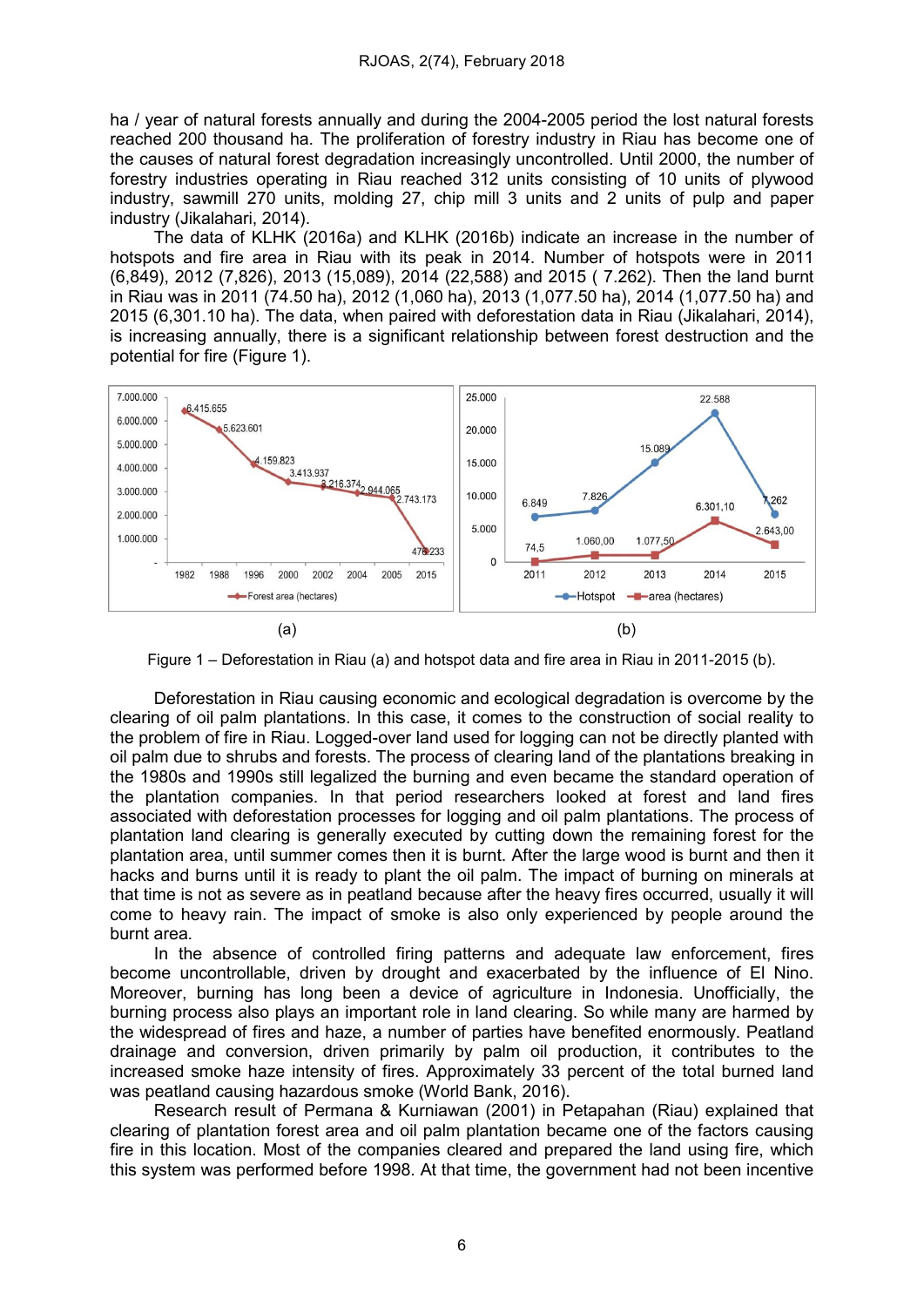ha / year of natural forests annually and during the 2004-2005 period the lost natural forests reached 200 thousand ha. The proliferation of forestry industry in Riau has become one of the causes of natural forest degradation increasingly uncontrolled. Until 2000, the number of forestry industries operating in Riau reached 312 units consisting of 10 units of plywood industry, sawmill 270 units, molding 27, chip mill 3 units and 2 units of pulp and paper industry (Jikalahari, 2014).

The data of KLHK (2016a) and KLHK (2016b) indicate an increase in the number of hotspots and fire area in Riau with its peak in 2014. Number of hotspots were in 2011 (6,849), 2012 (7,826), 2013 (15,089), 2014 (22,588) and 2015 ( 7.262). Then the land burnt in Riau was in 2011 (74.50 ha), 2012 (1,060 ha), 2013 (1,077.50 ha), 2014 (1,077.50 ha) and 2015 (6,301.10 ha). The data, when paired with deforestation data in Riau (Jikalahari, 2014), is increasing annually, there is a significant relationship between forest destruction and the potential for fire (Figure 1).

(a) (b)

Figure 1 – Deforestation in Riau (a) and hotspot data and fire area in Riau in 2011-2015 (b).

Deforestation in Riau causing economic and ecological degradation is overcome by the clearing of oil palm plantations. In this case, it comes to the construction of social reality to the problem of fire in Riau. Logged-over land used for logging can not be directly planted with oil palm due to shrubs and forests. The process of clearing land of the plantations breaking in the 1980s and 1990s still legalized the burning and even became the standard operation of the plantation companies. In that period researchers looked at forest and land fires associated with deforestation processes for logging and oil palm plantations. The process of plantation land clearing is generally executed by cutting down the remaining forest for the plantation area, until summer comes then it is burnt. After the large wood is burnt and then it hacks and burns until it is ready to plant the oil palm. The impact of burning on minerals at that time is not as severe as in peatland because after the heavy fires occurred, usually it will come to heavy rain. The impact of smoke is also only experienced by people around the burnt area.

In the absence of controlled firing patterns and adequate law enforcement, fires become uncontrollable, driven by drought and exacerbated by the influence of El Nino. Moreover, burning has long been a device of agriculture in Indonesia. Unofficially, the burning process also plays an important role in land clearing. So while many are harmed by the widespread of fires and haze, a number of parties have benefited enormously. Peatland drainage and conversion, driven primarily by palm oil production, it contributes to the increased smoke haze intensity of fires. Approximately 33 percent of the total burned land was peatland causing hazardous smoke (World Bank, 2016).

Research result of Permana & Kurniawan (2001) in Petapahan (Riau) explained that clearing of plantation forest area and oil palm plantation became one of the factors causing fire in this location. Most of the companies cleared and prepared the land using fire, which this system was performed before 1998. At that time, the government had not been incentive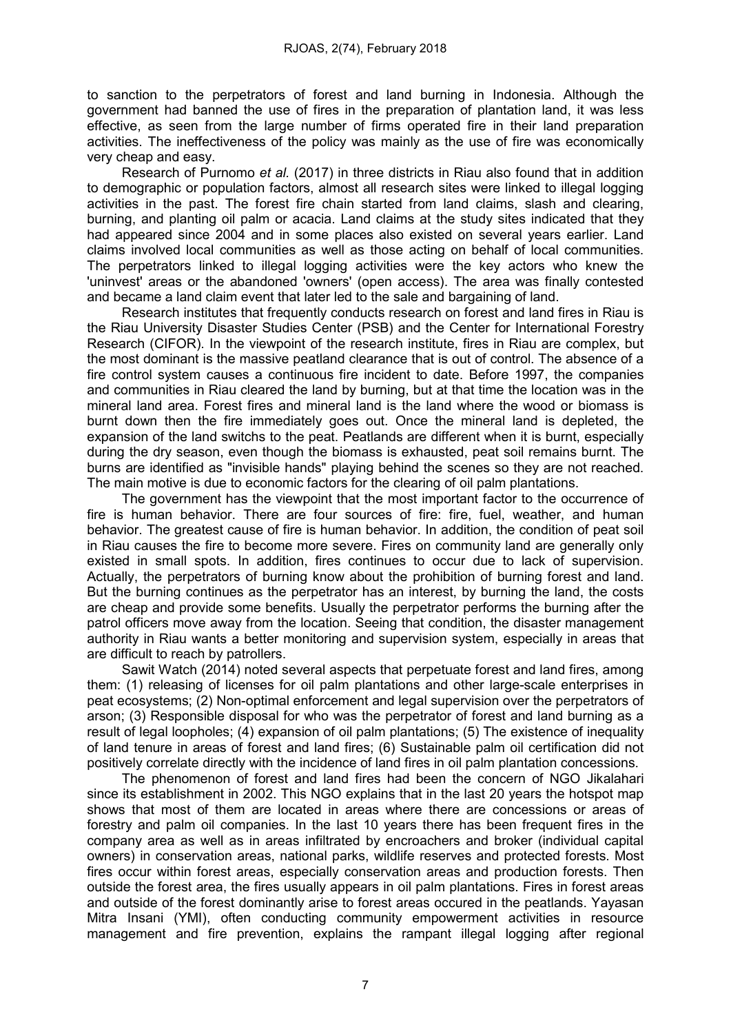to sanction to the perpetrators of forest and land burning in Indonesia. Although the government had banned the use of fires in the preparation of plantation land, it was less effective, as seen from the large number of firms operated fire in their land preparation activities. The ineffectiveness of the policy was mainly as the use of fire was economically very cheap and easy.

Research of Purnomo *et al.* (2017) in three districts in Riau also found that in addition to demographic or population factors, almost all research sites were linked to illegal logging activities in the past. The forest fire chain started from land claims, slash and clearing, burning, and planting oil palm or acacia. Land claims at the study sites indicated that they had appeared since 2004 and in some places also existed on several years earlier. Land claims involved local communities as well as those acting on behalf of local communities. The perpetrators linked to illegal logging activities were the key actors who knew the 'uninvest' areas or the abandoned 'owners' (open access). The area was finally contested and became a land claim event that later led to the sale and bargaining of land.

Research institutes that frequently conducts research on forest and land fires in Riau is the Riau University Disaster Studies Center (PSB) and the Center for International Forestry Research (CIFOR). In the viewpoint of the research institute, fires in Riau are complex, but the most dominant is the massive peatland clearance that is out of control. The absence of a fire control system causes a continuous fire incident to date. Before 1997, the companies and communities in Riau cleared the land by burning, but at that time the location was in the mineral land area. Forest fires and mineral land is the land where the wood or biomass is burnt down then the fire immediately goes out. Once the mineral land is depleted, the expansion of the land switchs to the peat. Peatlands are different when it is burnt, especially during the dry season, even though the biomass is exhausted, peat soil remains burnt. The burns are identified as "invisible hands" playing behind the scenes so they are not reached. The main motive is due to economic factors for the clearing of oil palm plantations.

The government has the viewpoint that the most important factor to the occurrence of fire is human behavior. There are four sources of fire: fire, fuel, weather, and human behavior. The greatest cause of fire is human behavior. In addition, the condition of peat soil in Riau causes the fire to become more severe. Fires on community land are generally only existed in small spots. In addition, fires continues to occur due to lack of supervision. Actually, the perpetrators of burning know about the prohibition of burning forest and land. But the burning continues as the perpetrator has an interest, by burning the land, the costs are cheap and provide some benefits. Usually the perpetrator performs the burning after the patrol officers move away from the location. Seeing that condition, the disaster management authority in Riau wants a better monitoring and supervision system, especially in areas that are difficult to reach by patrollers.

Sawit Watch (2014) noted several aspects that perpetuate forest and land fires, among them: (1) releasing of licenses for oil palm plantations and other large-scale enterprises in peat ecosystems; (2) Non-optimal enforcement and legal supervision over the perpetrators of arson; (3) Responsible disposal for who was the perpetrator of forest and land burning as a result of legal loopholes; (4) expansion of oil palm plantations; (5) The existence of inequality of land tenure in areas of forest and land fires; (6) Sustainable palm oil certification did not positively correlate directly with the incidence of land fires in oil palm plantation concessions.

The phenomenon of forest and land fires had been the concern of NGO Jikalahari since its establishment in 2002. This NGO explains that in the last 20 years the hotspot map shows that most of them are located in areas where there are concessions or areas of forestry and palm oil companies. In the last 10 years there has been frequent fires in the company area as well as in areas infiltrated by encroachers and broker (individual capital owners) in conservation areas, national parks, wildlife reserves and protected forests. Most fires occur within forest areas, especially conservation areas and production forests. Then outside the forest area, the fires usually appears in oil palm plantations. Fires in forest areas and outside of the forest dominantly arise to forest areas occured in the peatlands. Yayasan Mitra Insani (YMI), often conducting community empowerment activities in resource management and fire prevention, explains the rampant illegal logging after regional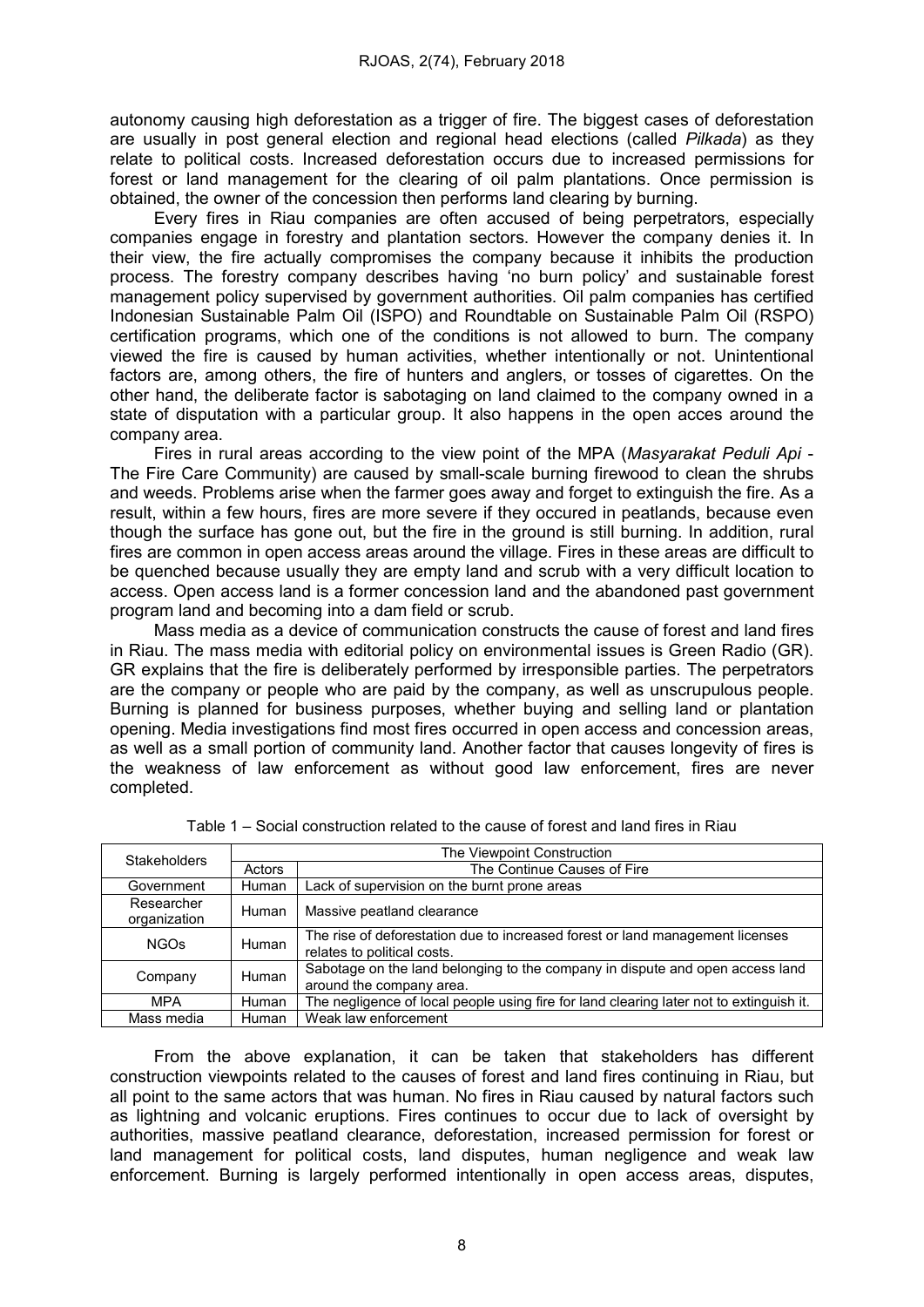autonomy causing high deforestation as a trigger of fire. The biggest cases of deforestation are usually in post general election and regional head elections (called *Pilkada*) as they relate to political costs. Increased deforestation occurs due to increased permissions for forest or land management for the clearing of oil palm plantations. Once permission is obtained, the owner of the concession then performs land clearing by burning.

Every fires in Riau companies are often accused of being perpetrators, especially companies engage in forestry and plantation sectors. However the company denies it. In their view, the fire actually compromises the company because it inhibits the production process. The forestry company describes having 'no burn policy' and sustainable forest management policy supervised by government authorities. Oil palm companies has certified Indonesian Sustainable Palm Oil (ISPO) and Roundtable on Sustainable Palm Oil (RSPO) certification programs, which one of the conditions is not allowed to burn. The company viewed the fire is caused by human activities, whether intentionally or not. Unintentional factors are, among others, the fire of hunters and anglers, or tosses of cigarettes. On the other hand, the deliberate factor is sabotaging on land claimed to the company owned in a state of disputation with a particular group. It also happens in the open acces around the company area.

Fires in rural areas according to the view point of the MPA (*Masyarakat Peduli Api* - The Fire Care Community) are caused by small-scale burning firewood to clean the shrubs and weeds. Problems arise when the farmer goes away and forget to extinguish the fire. As a result, within a few hours, fires are more severe if they occured in peatlands, because even though the surface has gone out, but the fire in the ground is still burning. In addition, rural fires are common in open access areas around the village. Fires in these areas are difficult to be quenched because usually they are empty land and scrub with a very difficult location to access. Open access land is a former concession land and the abandoned past government program land and becoming into a dam field or scrub.

Mass media as a device of communication constructs the cause of forest and land fires in Riau. The mass media with editorial policy on environmental issues is Green Radio (GR). GR explains that the fire is deliberately performed by irresponsible parties. The perpetrators are the company or people who are paid by the company, as well as unscrupulous people. Burning is planned for business purposes, whether buying and selling land or plantation opening. Media investigations find most fires occurred in open access and concession areas, as well as a small portion of community land. Another factor that causes longevity of fires is the weakness of law enforcement as without good law enforcement, fires are never completed.

Table 1 – Social construction related to the cause of forest and land fires in Riau

| Stakeholders | The Viewpoint Construction | |
|---|---|---|
| | Actors | The Continue Causes of Fire |
| Government | Human | Lack of supervision on the burnt prone areas |
| Researcher organization | Human | Massive peatland clearance |
| NGOs | Human | The rise of deforestation due to increased forest or land management licenses relates to political costs. |
| Company | Human | Sabotage on the land belonging to the company in dispute and open access land around the company area. |
| MPA | Human | The negligence of local people using fire for land clearing later not to extinguish it. |
| Mass media | Human | Weak law enforcement |

From the above explanation, it can be taken that stakeholders has different construction viewpoints related to the causes of forest and land fires continuing in Riau, but all point to the same actors that was human. No fires in Riau caused by natural factors such as lightning and volcanic eruptions. Fires continues to occur due to lack of oversight by authorities, massive peatland clearance, deforestation, increased permission for forest or land management for political costs, land disputes, human negligence and weak law enforcement. Burning is largely performed intentionally in open access areas, disputes,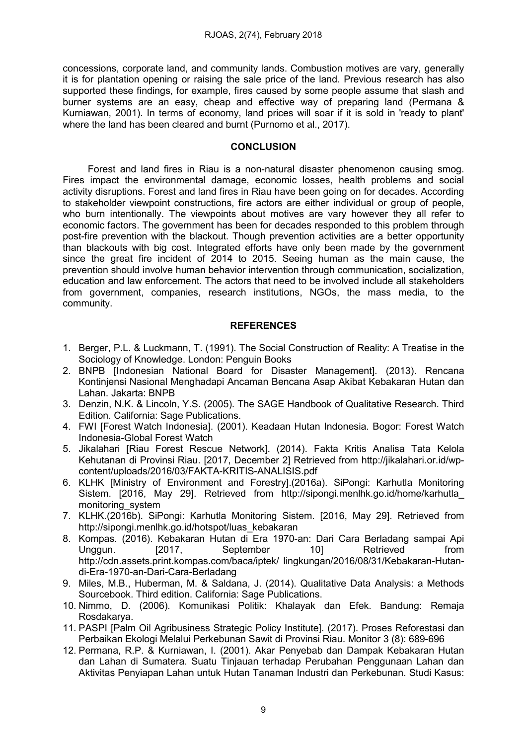concessions, corporate land, and community lands. Combustion motives are vary, generally it is for plantation opening or raising the sale price of the land. Previous research has also supported these findings, for example, fires caused by some people assume that slash and burner systems are an easy, cheap and effective way of preparing land (Permana & Kurniawan, 2001). In terms of economy, land prices will soar if it is sold in 'ready to plant' where the land has been cleared and burnt (Purnomo et al., 2017).

## CONCLUSION

Forest and land fires in Riau is a non-natural disaster phenomenon causing smog. Fires impact the environmental damage, economic losses, health problems and social activity disruptions. Forest and land fires in Riau have been going on for decades. According to stakeholder viewpoint constructions, fire actors are either individual or group of people, who burn intentionally. The viewpoints about motives are vary however they all refer to economic factors. The government has been for decades responded to this problem through post-fire prevention with the blackout. Though prevention activities are a better opportunity than blackouts with big cost. Integrated efforts have only been made by the government since the great fire incident of 2014 to 2015. Seeing human as the main cause, the prevention should involve human behavior intervention through communication, socialization, education and law enforcement. The actors that need to be involved include all stakeholders from government, companies, research institutions, NGOs, the mass media, to the community.

## REFERENCES

1. Berger, P.L. & Luckmann, T. (1991). The Social Construction of Reality: A Treatise in the Sociology of Knowledge. London: Penguin Books
2. BNPB [Indonesian National Board for Disaster Management]. (2013). Rencana Kontinjensi Nasional Menghadapi Ancaman Bencana Asap Akibat Kebakaran Hutan dan Lahan. Jakarta: BNPB
3. Denzin, N.K. & Lincoln, Y.S. (2005). The SAGE Handbook of Qualitative Research. Third Edition. California: Sage Publications.
4. FWI [Forest Watch Indonesia]. (2001). Keadaan Hutan Indonesia. Bogor: Forest Watch Indonesia-Global Forest Watch
5. Jikalahari [Riau Forest Rescue Network]. (2014). Fakta Kritis Analisa Tata Kelola Kehutanan di Provinsi Riau. [2017, December 2] Retrieved from http://jikalahari.or.id/wp-content/uploads/2016/03/FAKTA-KRITIS-ANALISIS.pdf
6. KLHK [Ministry of Environment and Forestry].(2016a). SiPongi: Karhutla Monitoring Sistem. [2016, May 29]. Retrieved from http://sipongi.menlhk.go.id/home/karhutla_monitoring_system
7. KLHK.(2016b). SiPongi: Karhutla Monitoring Sistem. [2016, May 29]. Retrieved from http://sipongi.menlhk.go.id/hotspot/luas_kebakaran
8. Kompas. (2016). Kebakaran Hutan di Era 1970-an: Dari Cara Berladang sampai Api Unggun. [2017, September 10] Retrieved from http://cdn.assets.print.kompas.com/baca/iptek/ lingkungan/2016/08/31/Kebakaran-Hutan-di-Era-1970-an-Dari-Cara-Berladang
9. Miles, M.B., Huberman, M. & Saldana, J. (2014). Qualitative Data Analysis: a Methods Sourcebook. Third edition. California: Sage Publications.
10. Nimmo, D. (2006). Komunikasi Politik: Khalayak dan Efek. Bandung: Remaja Rosdakarya.
11. PASPI [Palm Oil Agribusiness Strategic Policy Institute]. (2017). Proses Reforestasi dan Perbaikan Ekologi Melalui Perkebunan Sawit di Provinsi Riau. Monitor 3 (8): 689-696
12. Permana, R.P. & Kurniawan, I. (2001). Akar Penyebab dan Dampak Kebakaran Hutan dan Lahan di Sumatera. Suatu Tinjauan terhadap Perubahan Penggunaan Lahan dan Aktivitas Penyiapan Lahan untuk Hutan Tanaman Industri dan Perkebunan. Studi Kasus: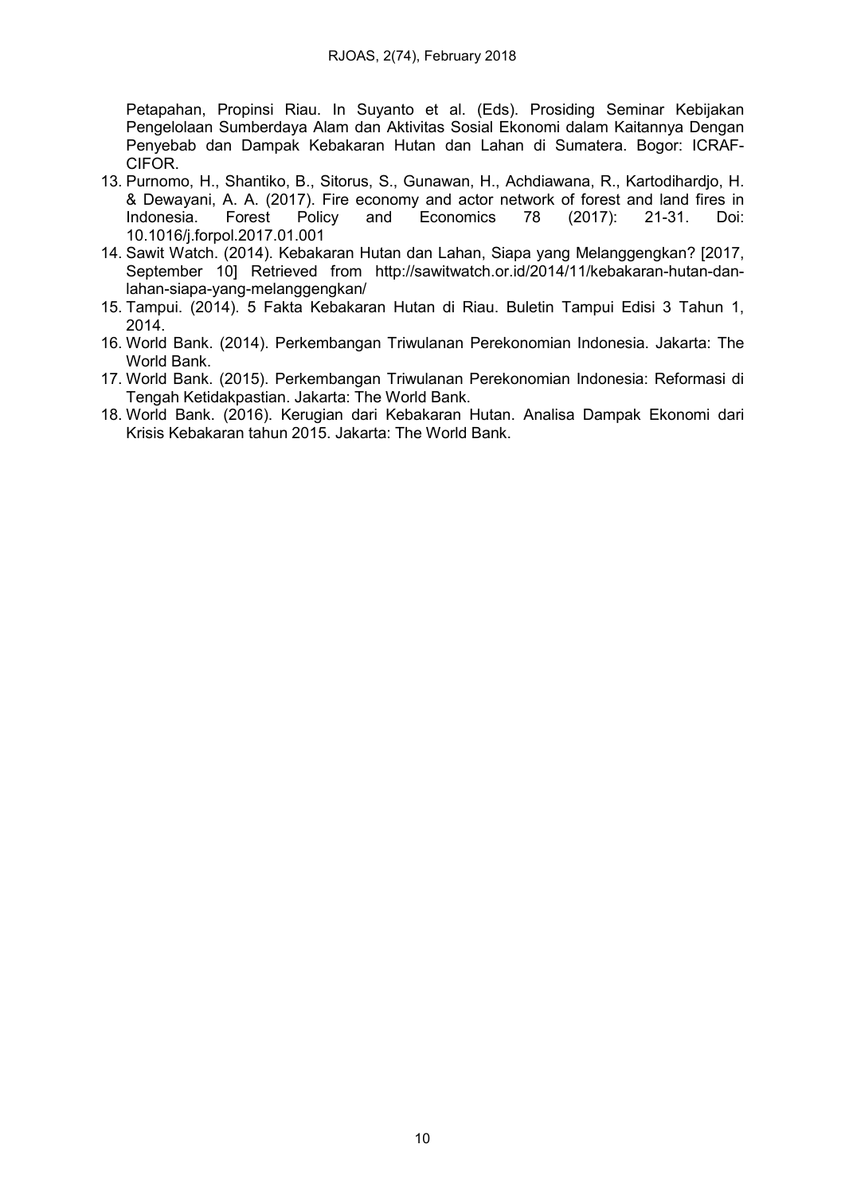Petapahan, Propinsi Riau. In Suyanto et al. (Eds). Prosiding Seminar Kebijakan Pengelolaan Sumberdaya Alam dan Aktivitas Sosial Ekonomi dalam Kaitannya Dengan Penyebab dan Dampak Kebakaran Hutan dan Lahan di Sumatera. Bogor: ICRAF-CIFOR.

13. Purnomo, H., Shantiko, B., Sitorus, S., Gunawan, H., Achdiawana, R., Kartodihardjo, H. & Dewayani, A. A. (2017). Fire economy and actor network of forest and land fires in Indonesia. Forest Policy and Economics 78 (2017): 21-31. Doi: 10.1016/j.forpol.2017.01.001
14. Sawit Watch. (2014). Kebakaran Hutan dan Lahan, Siapa yang Melanggengkan? [2017, September 10] Retrieved from http://sawitwatch.or.id/2014/11/kebakaran-hutan-dan-lahan-siapa-yang-melanggengkan/
15. Tampui. (2014). 5 Fakta Kebakaran Hutan di Riau. Buletin Tampui Edisi 3 Tahun 1, 2014.
16. World Bank. (2014). Perkembangan Triwulanan Perekonomian Indonesia. Jakarta: The World Bank.
17. World Bank. (2015). Perkembangan Triwulanan Perekonomian Indonesia: Reformasi di Tengah Ketidakpastian. Jakarta: The World Bank.
18. World Bank. (2016). Kerugian dari Kebakaran Hutan. Analisa Dampak Ekonomi dari Krisis Kebakaran tahun 2015. Jakarta: The World Bank.